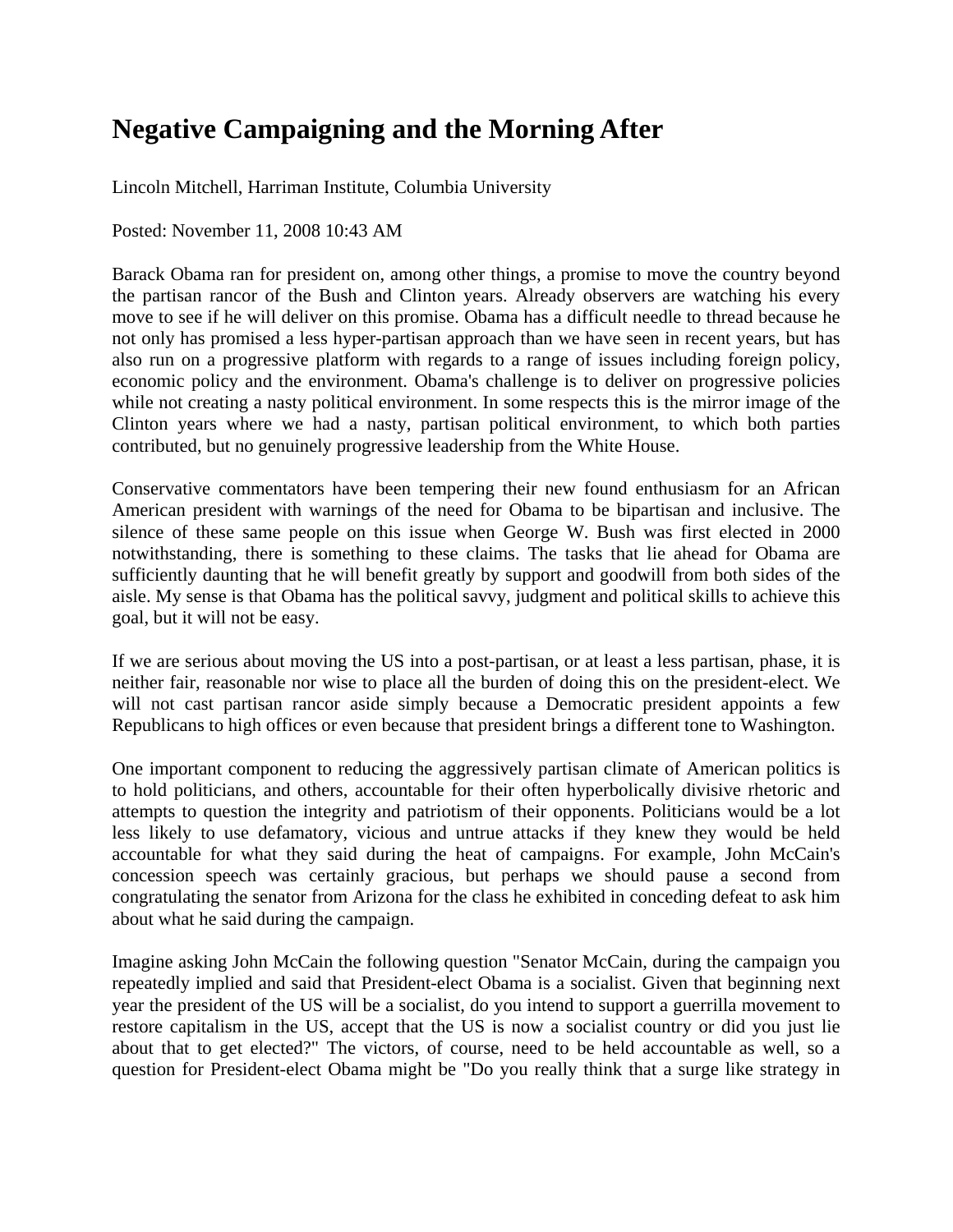# Negative Campaigning and the Morning After

Lincoln Mitchell, Harriman Institute, Columbia University

Posted: November 11, 2008 10:43 AM

Barack Obama ran for president on, among other things, a promise to move the country beyond the partisan rancor of the Bush and Clinton years. Already observers are watching his every move to see if he will deliver on this promise. Obama has a difficult needle to thread because he not only has promised a less hyper-partisan approach than we have seen in recent years, but has also run on a progressive platform with regards to a range of issues including foreign policy, economic policy and the environment. Obama's challenge is to deliver on progressive policies while not creating a nasty political environment. In some respects this is the mirror image of the Clinton years where we had a nasty, partisan political environment, to which both parties contributed, but no genuinely progressive leadership from the White House.

Conservative commentators have been tempering their new found enthusiasm for an African American president with warnings of the need for Obama to be bipartisan and inclusive. The silence of these same people on this issue when George W. Bush was first elected in 2000 notwithstanding, there is something to these claims. The tasks that lie ahead for Obama are sufficiently daunting that he will benefit greatly by support and goodwill from both sides of the aisle. My sense is that Obama has the political savvy, judgment and political skills to achieve this goal, but it will not be easy.

If we are serious about moving the US into a post-partisan, or at least a less partisan, phase, it is neither fair, reasonable nor wise to place all the burden of doing this on the president-elect. We will not cast partisan rancor aside simply because a Democratic president appoints a few Republicans to high offices or even because that president brings a different tone to Washington.

One important component to reducing the aggressively partisan climate of American politics is to hold politicians, and others, accountable for their often hyperbolically divisive rhetoric and attempts to question the integrity and patriotism of their opponents. Politicians would be a lot less likely to use defamatory, vicious and untrue attacks if they knew they would be held accountable for what they said during the heat of campaigns. For example, John McCain's concession speech was certainly gracious, but perhaps we should pause a second from congratulating the senator from Arizona for the class he exhibited in conceding defeat to ask him about what he said during the campaign.

Imagine asking John McCain the following question "Senator McCain, during the campaign you repeatedly implied and said that President-elect Obama is a socialist. Given that beginning next year the president of the US will be a socialist, do you intend to support a guerrilla movement to restore capitalism in the US, accept that the US is now a socialist country or did you just lie about that to get elected?" The victors, of course, need to be held accountable as well, so a question for President-elect Obama might be "Do you really think that a surge like strategy in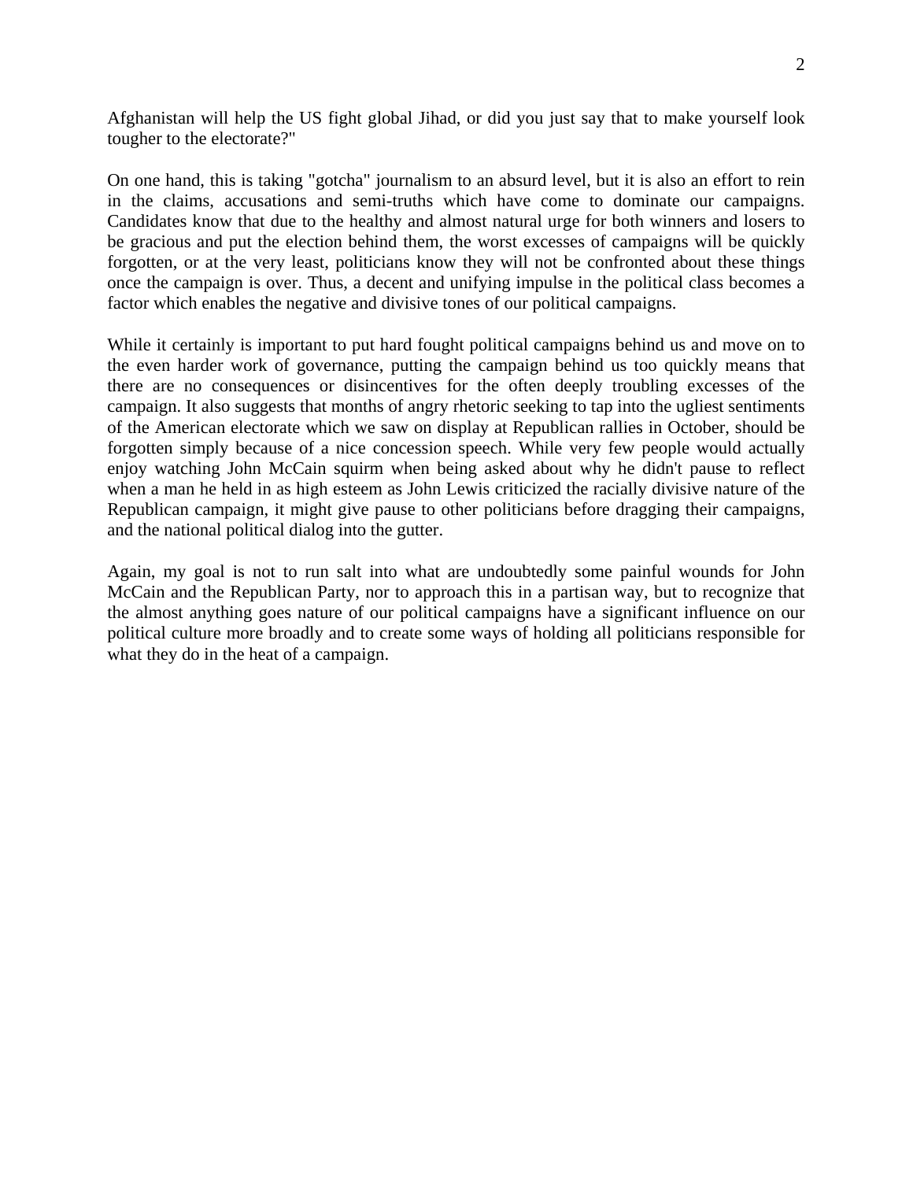Afghanistan will help the US fight global Jihad, or did you just say that to make yourself look tougher to the electorate?"

On one hand, this is taking "gotcha" journalism to an absurd level, but it is also an effort to rein in the claims, accusations and semi-truths which have come to dominate our campaigns. Candidates know that due to the healthy and almost natural urge for both winners and losers to be gracious and put the election behind them, the worst excesses of campaigns will be quickly forgotten, or at the very least, politicians know they will not be confronted about these things once the campaign is over. Thus, a decent and unifying impulse in the political class becomes a factor which enables the negative and divisive tones of our political campaigns.

While it certainly is important to put hard fought political campaigns behind us and move on to the even harder work of governance, putting the campaign behind us too quickly means that there are no consequences or disincentives for the often deeply troubling excesses of the campaign. It also suggests that months of angry rhetoric seeking to tap into the ugliest sentiments of the American electorate which we saw on display at Republican rallies in October, should be forgotten simply because of a nice concession speech. While very few people would actually enjoy watching John McCain squirm when being asked about why he didn't pause to reflect when a man he held in as high esteem as John Lewis criticized the racially divisive nature of the Republican campaign, it might give pause to other politicians before dragging their campaigns, and the national political dialog into the gutter.

Again, my goal is not to run salt into what are undoubtedly some painful wounds for John McCain and the Republican Party, nor to approach this in a partisan way, but to recognize that the almost anything goes nature of our political campaigns have a significant influence on our political culture more broadly and to create some ways of holding all politicians responsible for what they do in the heat of a campaign.